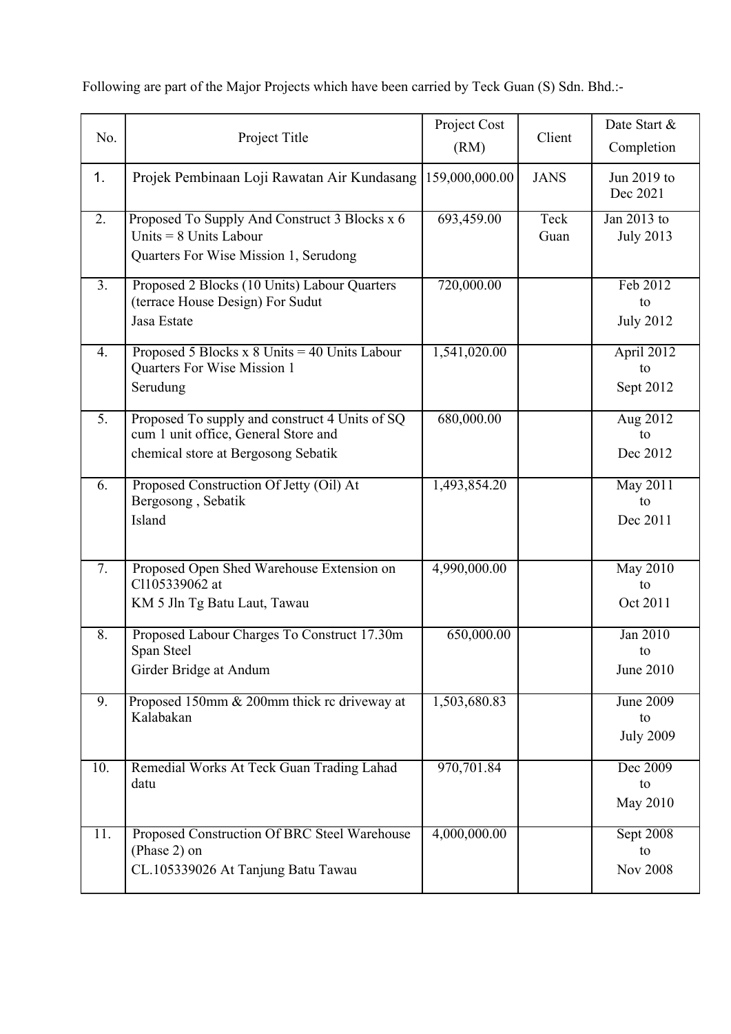Following are part of the Major Projects which have been carried by Teck Guan (S) Sdn. Bhd.:-

| No. | Project Title | Project Cost (RM) | Client | Date Start & Completion |
|---|---|---|---|---|
| 1. | Projek Pembinaan Loji Rawatan Air Kundasang | 159,000,000.00 | JANS | Jun 2019 to Dec 2021 |
| 2. | Proposed To Supply And Construct 3 Blocks x 6 Units = 8 Units Labour Quarters For Wise Mission 1, Serudong | 693,459.00 | Teck Guan | Jan 2013 to July 2013 |
| 3. | Proposed 2 Blocks (10 Units) Labour Quarters (terrace House Design) For Sudut Jasa Estate | 720,000.00 | | Feb 2012 to July 2012 |
| 4. | Proposed 5 Blocks x 8 Units = 40 Units Labour Quarters For Wise Mission 1 Serudung | 1,541,020.00 | | April 2012 to Sept 2012 |
| 5. | Proposed To supply and construct 4 Units of SQ cum 1 unit office, General Store and chemical store at Bergosong Sebatik | 680,000.00 | | Aug 2012 to Dec 2012 |
| 6. | Proposed Construction Of Jetty (Oil) At Bergosong , Sebatik Island | 1,493,854.20 | | May 2011 to Dec 2011 |
| 7. | Proposed Open Shed Warehouse Extension on Cl105339062 at KM 5 Jln Tg Batu Laut, Tawau | 4,990,000.00 | | May 2010 to Oct 2011 |
| 8. | Proposed Labour Charges To Construct 17.30m Span Steel Girder Bridge at Andum | 650,000.00 | | Jan 2010 to June 2010 |
| 9. | Proposed 150mm & 200mm thick rc driveway at Kalabakan | 1,503,680.83 | | June 2009 to July 2009 |
| 10. | Remedial Works At Teck Guan Trading Lahad datu | 970,701.84 | | Dec 2009 to May 2010 |
| 11. | Proposed Construction Of BRC Steel Warehouse (Phase 2) on CL.105339026 At Tanjung Batu Tawau | 4,000,000.00 | | Sept 2008 to Nov 2008 |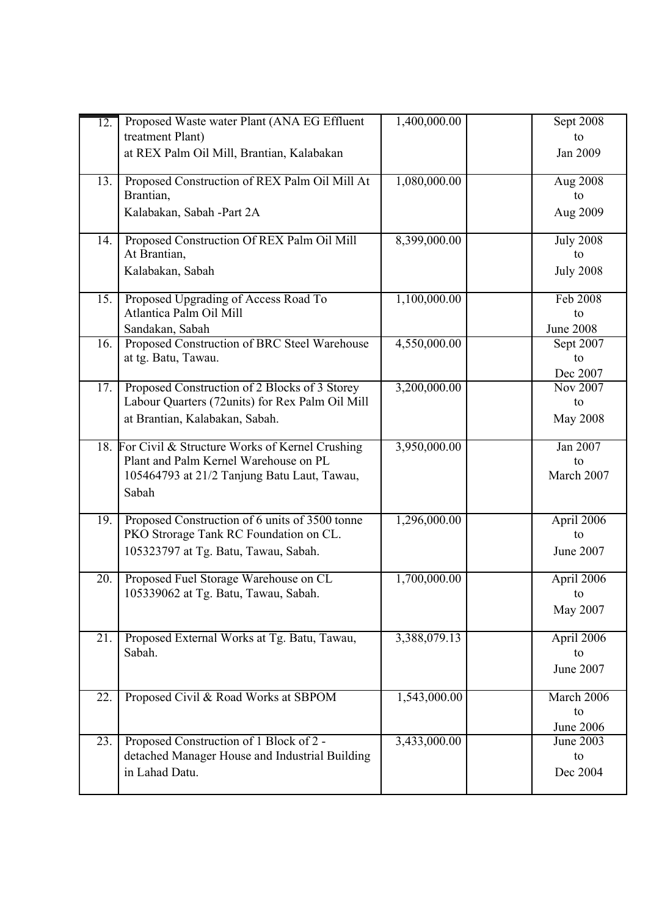| | | | | |
|---|---|---|---|---|
| 12. | Proposed Waste water Plant (ANA EG Effluent treatment Plant) at REX Palm Oil Mill, Brantian, Kalabakan | 1,400,000.00 | | Sept 2008 to Jan 2009 |
| 13. | Proposed Construction of REX Palm Oil Mill At Brantian, Kalabakan, Sabah -Part 2A | 1,080,000.00 | | Aug 2008 to Aug 2009 |
| 14. | Proposed Construction Of REX Palm Oil Mill At Brantian, Kalabakan, Sabah | 8,399,000.00 | | July 2008 to July 2008 |
| 15. | Proposed Upgrading of Access Road To Atlantica Palm Oil Mill Sandakan, Sabah | 1,100,000.00 | | Feb 2008 to June 2008 |
| 16. | Proposed Construction of BRC Steel Warehouse at tg. Batu, Tawau. | 4,550,000.00 | | Sept 2007 to Dec 2007 |
| 17. | Proposed Construction of 2 Blocks of 3 Storey Labour Quarters (72units) for Rex Palm Oil Mill at Brantian, Kalabakan, Sabah. | 3,200,000.00 | | Nov 2007 to May 2008 |
| 18. | For Civil & Structure Works of Kernel Crushing Plant and Palm Kernel Warehouse on PL 105464793 at 21/2 Tanjung Batu Laut, Tawau, Sabah | 3,950,000.00 | | Jan 2007 to March 2007 |
| 19. | Proposed Construction of 6 units of 3500 tonne PKO Strorage Tank RC Foundation on CL. 105323797 at Tg. Batu, Tawau, Sabah. | 1,296,000.00 | | April 2006 to June 2007 |
| 20. | Proposed Fuel Storage Warehouse on CL 105339062 at Tg. Batu, Tawau, Sabah. | 1,700,000.00 | | April 2006 to May 2007 |
| 21. | Proposed External Works at Tg. Batu, Tawau, Sabah. | 3,388,079.13 | | April 2006 to June 2007 |
| 22. | Proposed Civil & Road Works at SBPOM | 1,543,000.00 | | March 2006 to June 2006 |
| 23. | Proposed Construction of 1 Block of 2 - detached Manager House and Industrial Building in Lahad Datu. | 3,433,000.00 | | June 2003 to Dec 2004 |